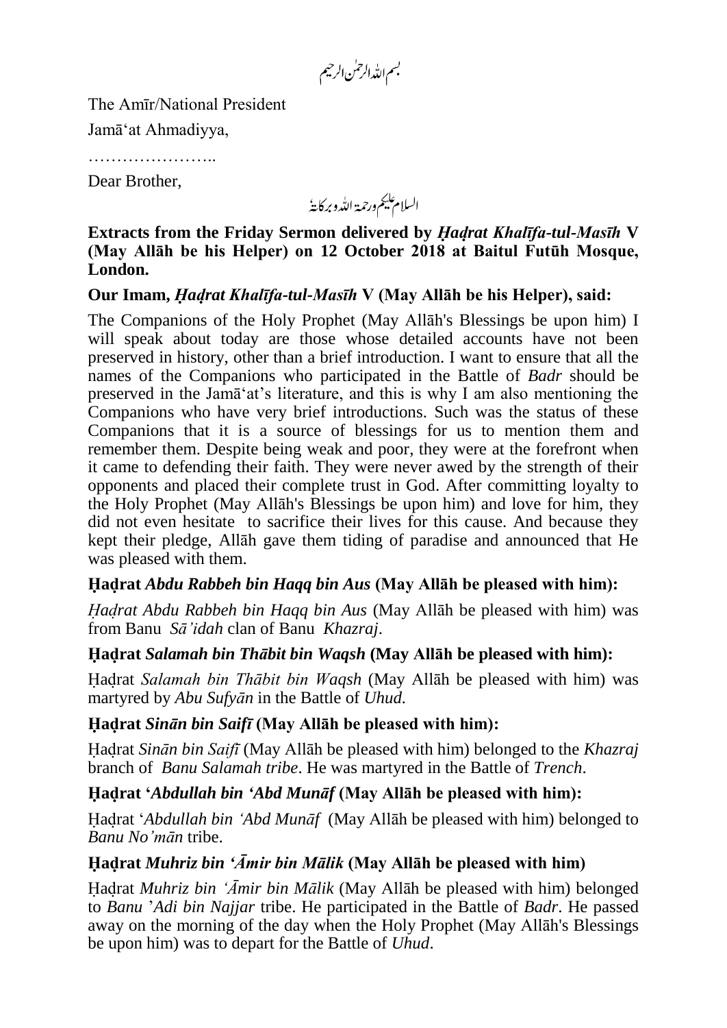بسم اللہ الرحمٰن الرحیم

The Amīr/National President

Jamā'at Ahmadiyya,

…………………..

Dear Brother,

السلام علیکم ورحمۃ اللہ وبرکاتہٗ

**Extracts from the Friday Sermon delivered by *Ḥaḍrat Khalīfa-tul-Masīh* V (May Allāh be his Helper) on 12 October 2018 at Baitul Futūh Mosque, London.**

**Our Imam, *Ḥaḍrat Khalīfa-tul-Masīh* V (May Allāh be his Helper), said:**

The Companions of the Holy Prophet (May Allāh's Blessings be upon him) I will speak about today are those whose detailed accounts have not been preserved in history, other than a brief introduction. I want to ensure that all the names of the Companions who participated in the Battle of *Badr* should be preserved in the Jamā'at's literature, and this is why I am also mentioning the Companions who have very brief introductions. Such was the status of these Companions that it is a source of blessings for us to mention them and remember them. Despite being weak and poor, they were at the forefront when it came to defending their faith. They were never awed by the strength of their opponents and placed their complete trust in God. After committing loyalty to the Holy Prophet (May Allāh's Blessings be upon him) and love for him, they did not even hesitate to sacrifice their lives for this cause. And because they kept their pledge, Allāh gave them tiding of paradise and announced that He was pleased with them.

**Ḥaḍrat *Abdu Rabbeh bin Haqq bin Aus* (May Allāh be pleased with him):**

*Ḥaḍrat Abdu Rabbeh bin Haqq bin Aus* (May Allāh be pleased with him) was from Banu *Sā'idah* clan of Banu *Khazraj*.

**Ḥaḍrat *Salamah bin Thābit bin Waqsh* (May Allāh be pleased with him):**

Ḥaḍrat *Salamah bin Thābit bin Waqsh* (May Allāh be pleased with him) was martyred by *Abu Sufyān* in the Battle of *Uhud.*

**Ḥaḍrat *Sinān bin Saifī* (May Allāh be pleased with him):**

Ḥaḍrat *Sinān bin Saifī* (May Allāh be pleased with him) belonged to the *Khazraj* branch of *Banu Salamah tribe*. He was martyred in the Battle of *Trench*.

**Ḥaḍrat '*Abdullah bin 'Abd Munāf* (May Allāh be pleased with him):**

Ḥaḍrat '*Abdullah bin 'Abd Munāf* (May Allāh be pleased with him) belonged to *Banu No'mān* tribe.

**Ḥaḍrat *Muhriz bin 'Āmir bin Mālik* (May Allāh be pleased with him)**

Ḥaḍrat *Muhriz bin 'Āmir bin Mālik* (May Allāh be pleased with him) belonged to *Banu* '*Adi bin Najjar* tribe. He participated in the Battle of *Badr*. He passed away on the morning of the day when the Holy Prophet (May Allāh's Blessings be upon him) was to depart for the Battle of *Uhud*.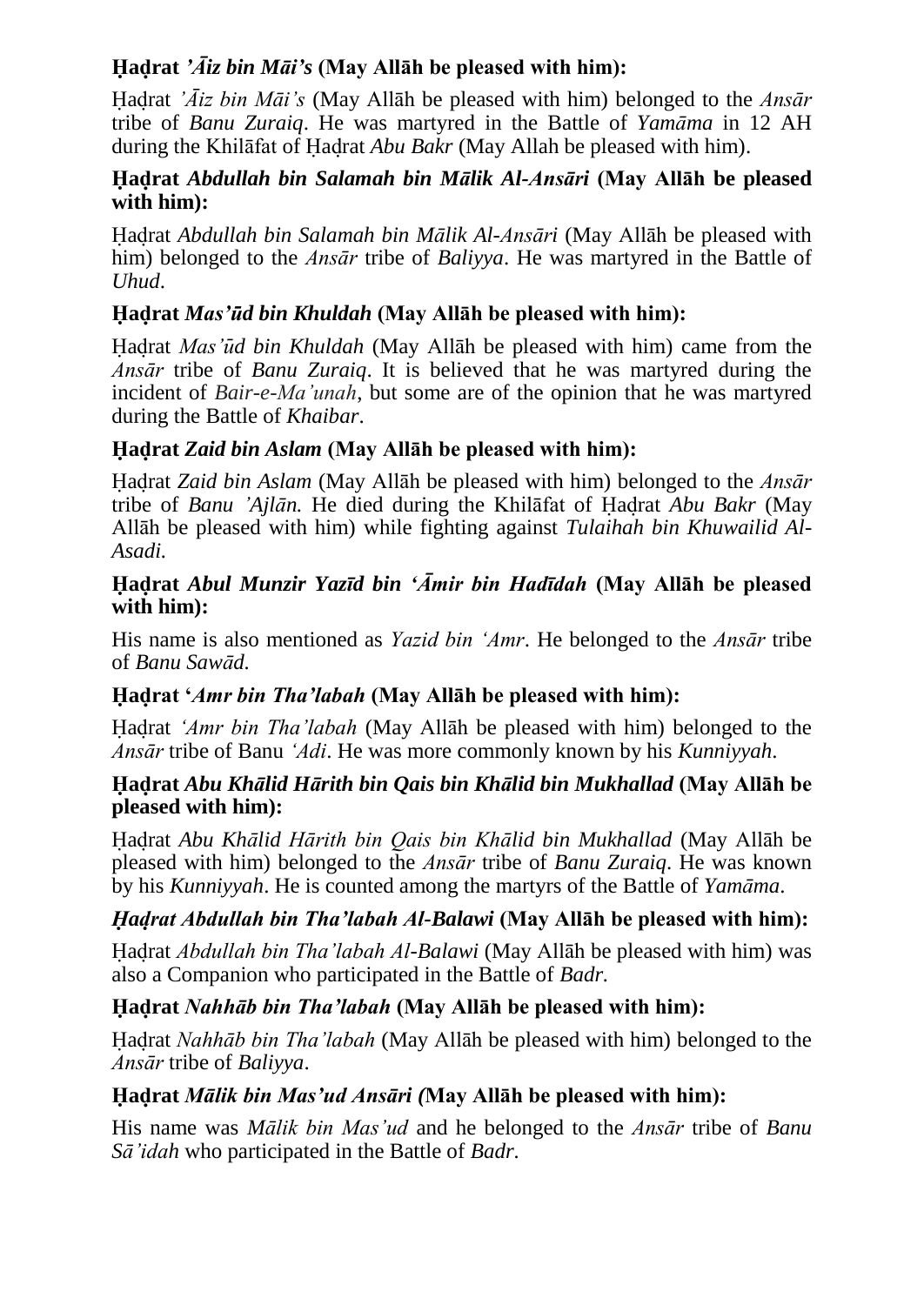### **Ḥaḍrat *'Āiz bin Māi's* (May Allāh be pleased with him):**

Ḥaḍrat *'Āiz bin Māi's* (May Allāh be pleased with him) belonged to the *Ansār* tribe of *Banu Zuraiq*. He was martyred in the Battle of *Yamāma* in 12 AH during the Khilāfat of Ḥaḍrat *Abu Bakr* (May Allah be pleased with him).

### **Ḥaḍrat *Abdullah bin Salamah bin Mālik Al-Ansāri* (May Allāh be pleased with him):**

Ḥaḍrat *Abdullah bin Salamah bin Mālik Al-Ansāri* (May Allāh be pleased with him) belonged to the *Ansār* tribe of *Baliyya*. He was martyred in the Battle of *Uhud*.

### **Ḥaḍrat *Mas'ūd bin Khuldah* (May Allāh be pleased with him):**

Ḥaḍrat *Mas'ūd bin Khuldah* (May Allāh be pleased with him) came from the *Ansār* tribe of *Banu Zuraiq*. It is believed that he was martyred during the incident of *Bair-e-Ma'unah*, but some are of the opinion that he was martyred during the Battle of *Khaibar*.

### **Ḥaḍrat *Zaid bin Aslam* (May Allāh be pleased with him):**

Ḥaḍrat *Zaid bin Aslam* (May Allāh be pleased with him) belonged to the *Ansār* tribe of *Banu 'Ajlān.* He died during the Khilāfat of Ḥaḍrat *Abu Bakr* (May Allāh be pleased with him) while fighting against *Tulaihah bin Khuwailid Al-Asadi.*

### **Ḥaḍrat *Abul Munzir Yazīd bin 'Āmir bin Hadīdah* (May Allāh be pleased with him):**

His name is also mentioned as *Yazid bin 'Amr*. He belonged to the *Ansār* tribe of *Banu Sawād.*

### **Ḥaḍrat '*Amr bin Tha'labah* (May Allāh be pleased with him):**

Ḥaḍrat *'Amr bin Tha'labah* (May Allāh be pleased with him) belonged to the *Ansār* tribe of Banu *'Adi*. He was more commonly known by his *Kunniyyah*.

### **Ḥaḍrat *Abu Khālid Hārith bin Qais bin Khālid bin Mukhallad* (May Allāh be pleased with him):**

Ḥaḍrat *Abu Khālid Hārith bin Qais bin Khālid bin Mukhallad* (May Allāh be pleased with him) belonged to the *Ansār* tribe of *Banu Zuraiq*. He was known by his *Kunniyyah*. He is counted among the martyrs of the Battle of *Yamāma*.

### ***Ḥaḍrat Abdullah bin Tha'labah Al-Balawi* (May Allāh be pleased with him):**

Ḥaḍrat *Abdullah bin Tha'labah Al-Balawi* (May Allāh be pleased with him) was also a Companion who participated in the Battle of *Badr.*

### **Ḥaḍrat *Nahhāb bin Tha'labah* (May Allāh be pleased with him):**

Ḥaḍrat *Nahhāb bin Tha'labah* (May Allāh be pleased with him) belonged to the *Ansār* tribe of *Baliyya*.

### **Ḥaḍrat *Mālik bin Mas'ud Ansāri (*May Allāh be pleased with him):**

His name was *Mālik bin Mas'ud* and he belonged to the *Ansār* tribe of *Banu Sā'idah* who participated in the Battle of *Badr*.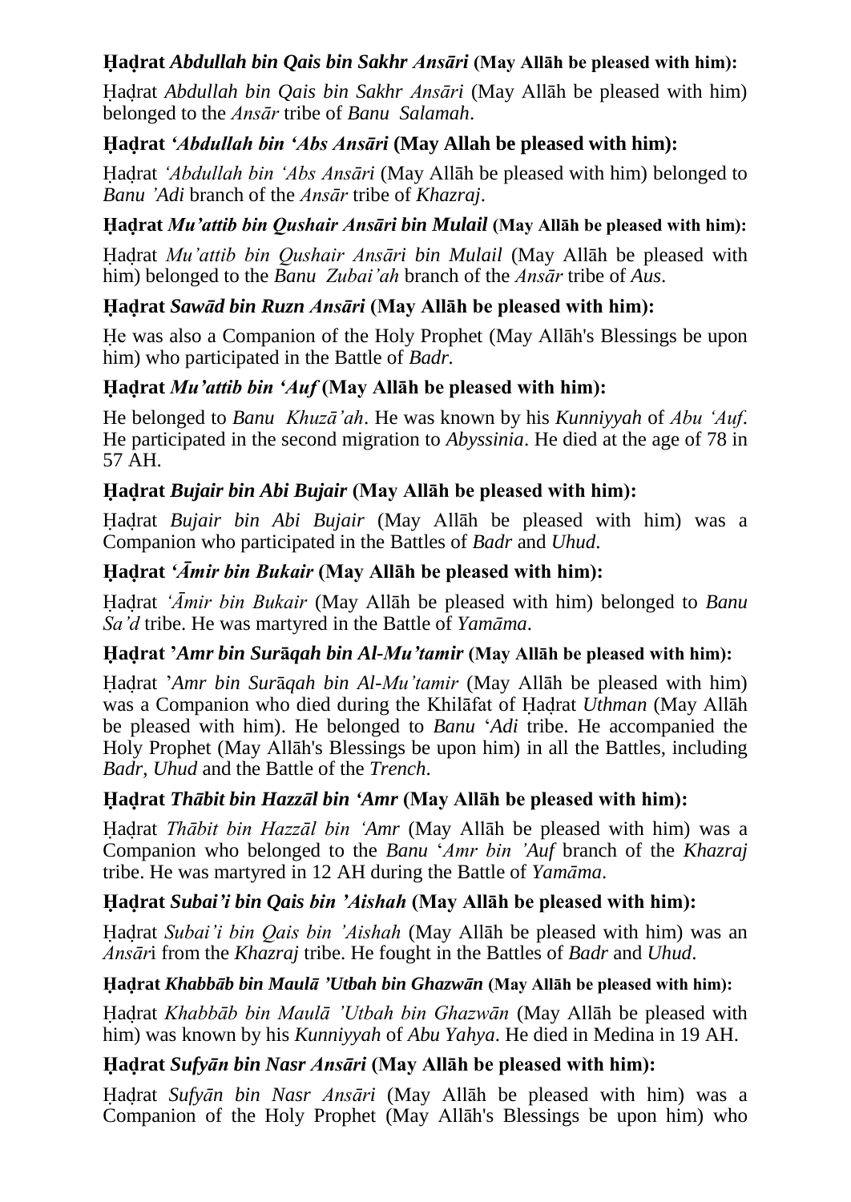### **Ḥaḍrat *Abdullah bin Qais bin Sakhr Ansāri* (May Allāh be pleased with him):**

Ḥaḍrat *Abdullah bin Qais bin Sakhr Ansāri* (May Allāh be pleased with him) belonged to the *Ansār* tribe of *Banu Salamah*.

### **Ḥaḍrat *'Abdullah bin 'Abs Ansāri* (May Allah be pleased with him):**

Ḥaḍrat *'Abdullah bin 'Abs Ansāri* (May Allāh be pleased with him) belonged to *Banu 'Adi* branch of the *Ansār* tribe of *Khazraj*.

### **Ḥaḍrat *Mu'attib bin Qushair Ansāri bin Mulail* (May Allāh be pleased with him):**

Ḥaḍrat *Mu'attib bin Qushair Ansāri bin Mulail* (May Allāh be pleased with him) belonged to the *Banu Zubai'ah* branch of the *Ansār* tribe of *Aus*.

### **Ḥaḍrat *Sawād bin Ruzn Ansāri* (May Allāh be pleased with him):**

Ḥe was also a Companion of the Holy Prophet (May Allāh's Blessings be upon him) who participated in the Battle of *Badr.*

### **Ḥaḍrat *Mu'attib bin 'Auf* (May Allāh be pleased with him):**

He belonged to *Banu Khuzā'ah*. He was known by his *Kunniyyah* of *Abu 'Auf*. He participated in the second migration to *Abyssinia*. He died at the age of 78 in 57 AH.

### **Ḥaḍrat *Bujair bin Abi Bujair* (May Allāh be pleased with him):**

Ḥaḍrat *Bujair bin Abi Bujair* (May Allāh be pleased with him) was a Companion who participated in the Battles of *Badr* and *Uhud.*

### **Ḥaḍrat *'Āmir bin Bukair* (May Allāh be pleased with him):**

Ḥaḍrat *'Āmir bin Bukair* (May Allāh be pleased with him) belonged to *Banu Sa'd* tribe. He was martyred in the Battle of *Yamāma*.

### **Ḥaḍrat *'Amr bin Surāqah bin Al-Mu'tamir* (May Allāh be pleased with him):**

Ḥaḍrat *'Amr bin Surāqah bin Al-Mu'tamir* (May Allāh be pleased with him) was a Companion who died during the Khilāfat of Ḥaḍrat *Uthman* (May Allāh be pleased with him). He belonged to *Banu* '*Adi* tribe. He accompanied the Holy Prophet (May Allāh's Blessings be upon him) in all the Battles, including *Badr*, *Uhud* and the Battle of the *Trench*.

### **Ḥaḍrat *Thābit bin Hazzāl bin 'Amr* (May Allāh be pleased with him):**

Ḥaḍrat *Thābit bin Hazzāl bin 'Amr* (May Allāh be pleased with him) was a Companion who belonged to the *Banu* '*Amr bin 'Auf* branch of the *Khazraj* tribe. He was martyred in 12 AH during the Battle of *Yamāma*.

### **Ḥaḍrat *Subai'i bin Qais bin 'Aishah* (May Allāh be pleased with him):**

Ḥaḍrat *Subai'i bin Qais bin 'Aishah* (May Allāh be pleased with him) was an *Ansār*i from the *Khazraj* tribe. He fought in the Battles of *Badr* and *Uhud*.

### **Ḥaḍrat *Khabbāb bin Maulā 'Utbah bin Ghazwān* (May Allāh be pleased with him):**

Ḥaḍrat *Khabbāb bin Maulā 'Utbah bin Ghazwān* (May Allāh be pleased with him) was known by his *Kunniyyah* of *Abu Yahya*. He died in Medina in 19 AH.

### **Ḥaḍrat *Sufyān bin Nasr Ansāri* (May Allāh be pleased with him):**

Ḥaḍrat *Sufyān bin Nasr Ansāri* (May Allāh be pleased with him) was a Companion of the Holy Prophet (May Allāh's Blessings be upon him) who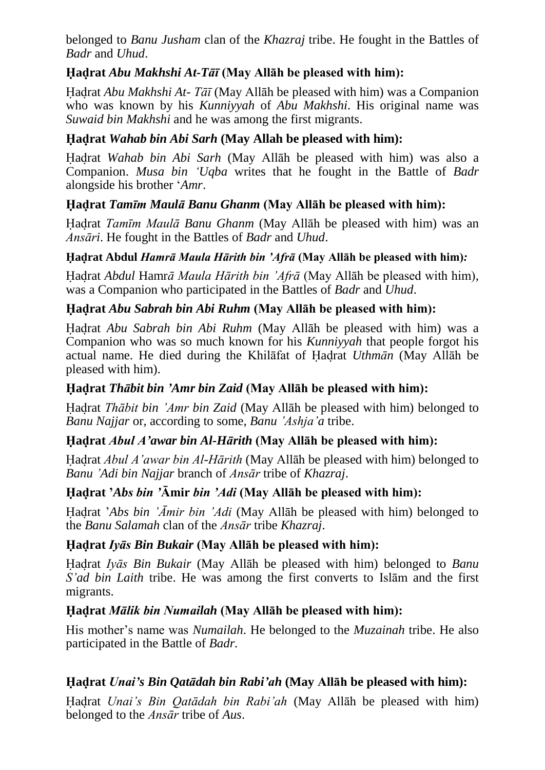belonged to *Banu Jusham* clan of the *Khazraj* tribe. He fought in the Battles of *Badr* and *Uhud*.

### Ḥaḍrat *Abu Makhshi At-Tāī* (May Allāh be pleased with him):

Ḥaḍrat *Abu Makhshi At- Tāī* (May Allāh be pleased with him) was a Companion who was known by his *Kunniyyah* of *Abu Makhshi*. His original name was *Suwaid bin Makhshi* and he was among the first migrants.

### Ḥaḍrat *Wahab bin Abi Sarh* (May Allah be pleased with him):

Ḥaḍrat *Wahab bin Abi Sarh* (May Allāh be pleased with him) was also a Companion. *Musa bin 'Uqba* writes that he fought in the Battle of *Badr* alongside his brother '*Amr*.

### Ḥaḍrat *Tamīm Maulā Banu Ghanm* (May Allāh be pleased with him):

Ḥaḍrat *Tamīm Maulā Banu Ghanm* (May Allāh be pleased with him) was an *Ansāri*. He fought in the Battles of *Badr* and *Uhud*.

### Ḥaḍrat Abdul *Hamrā Maula Hārith bin 'Afrā* (May Allāh be pleased with him):

Ḥaḍrat *Abdul* Hamr*ā Maula Hārith bin 'Afrā* (May Allāh be pleased with him), was a Companion who participated in the Battles of *Badr* and *Uhud*.

### Ḥaḍrat *Abu Sabrah bin Abi Ruhm* (May Allāh be pleased with him):

Ḥaḍrat *Abu Sabrah bin Abi Ruhm* (May Allāh be pleased with him) was a Companion who was so much known for his *Kunniyyah* that people forgot his actual name. He died during the Khilāfat of Ḥaḍrat *Uthmān* (May Allāh be pleased with him).

### Ḥaḍrat *Thābit bin 'Amr bin Zaid* (May Allāh be pleased with him):

Ḥaḍrat *Thābit bin 'Amr bin Zaid* (May Allāh be pleased with him) belonged to *Banu Najjar* or, according to some, *Banu 'Ashja'a* tribe.

### Ḥaḍrat *Abul A'awar bin Al-Hārith* (May Allāh be pleased with him):

Ḥaḍrat *Abul A'awar bin Al-Hārith* (May Allāh be pleased with him) belonged to *Banu 'Adi bin Najjar* branch of *Ansār* tribe of *Khazraj*.

### Ḥaḍrat '*Abs bin* 'Āmir *bin 'Adi* (May Allāh be pleased with him):

Ḥaḍrat '*Abs bin 'Āmir bin 'Adi* (May Allāh be pleased with him) belonged to the *Banu Salamah* clan of the *Ansār* tribe *Khazraj*.

### Ḥaḍrat *Iyās Bin Bukair* (May Allāh be pleased with him):

Ḥaḍrat *Iyās Bin Bukair* (May Allāh be pleased with him) belonged to *Banu S'ad bin Laith* tribe. He was among the first converts to Islām and the first migrants.

### Ḥaḍrat *Mālik bin Numailah* (May Allāh be pleased with him):

His mother's name was *Numailah*. He belonged to the *Muzainah* tribe. He also participated in the Battle of *Badr.*

### Ḥaḍrat *Unai's Bin Qatādah bin Rabi'ah* (May Allāh be pleased with him):

Ḥaḍrat *Unai's Bin Qatādah bin Rabi'ah* (May Allāh be pleased with him) belonged to the *Ansār* tribe of *Aus*.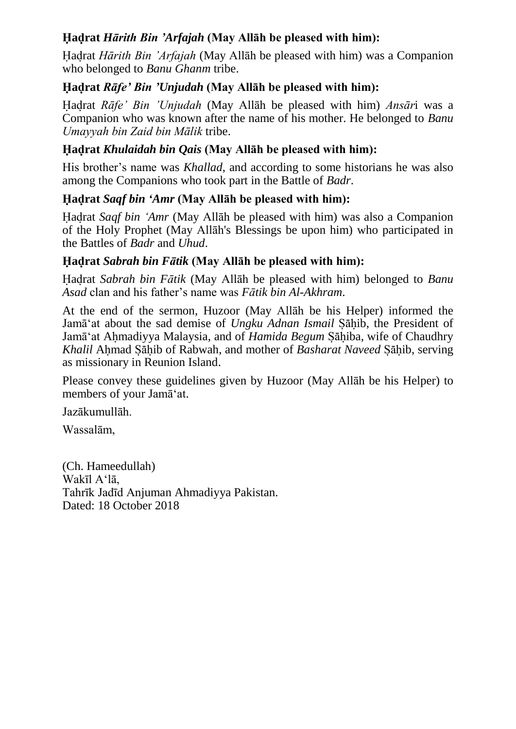**Ḥaḍrat *Hārith Bin ’Arfajah* (May Allāh be pleased with him):**

Ḥaḍrat *Hārith Bin ’Arfajah* (May Allāh be pleased with him) was a Companion who belonged to *Banu Ghanm* tribe.

**Ḥaḍrat *Rāfe’ Bin ’Unjudah* (May Allāh be pleased with him):**

Ḥaḍrat *Rāfe’ Bin ’Unjudah* (May Allāh be pleased with him) *Ansār*i was a Companion who was known after the name of his mother. He belonged to *Banu Umayyah bin Zaid bin Mālik* tribe.

**Ḥaḍrat *Khulaidah bin Qais* (May Allāh be pleased with him):**

His brother’s name was *Khallad*, and according to some historians he was also among the Companions who took part in the Battle of *Badr*.

**Ḥaḍrat *Saqf bin ‘Amr* (May Allāh be pleased with him):**

Ḥaḍrat *Saqf bin ‘Amr* (May Allāh be pleased with him) was also a Companion of the Holy Prophet (May Allāh's Blessings be upon him) who participated in the Battles of *Badr* and *Uhud*.

**Ḥaḍrat *Sabrah bin Fātik* (May Allāh be pleased with him):**

Ḥaḍrat *Sabrah bin Fātik* (May Allāh be pleased with him) belonged to *Banu Asad* clan and his father’s name was *Fātik bin Al-Akhram*.

At the end of the sermon, Huzoor (May Allāh be his Helper) informed the Jamā‘at about the sad demise of *Ungku Adnan Ismail* Ṣāḥib, the President of Jamā‘at Aḥmadiyya Malaysia, and of *Hamida Begum* Ṣāḥiba, wife of Chaudhry *Khalil* Aḥmad Ṣāḥib of Rabwah, and mother of *Basharat Naveed* Ṣāḥib, serving as missionary in Reunion Island.

Please convey these guidelines given by Huzoor (May Allāh be his Helper) to members of your Jamā‘at.

Jazākumullāh.

Wassalām,

(Ch. Hameedullah)
Wakīl A‘lā,
Tahrīk Jadīd Anjuman Ahmadiyya Pakistan.
Dated: 18 October 2018